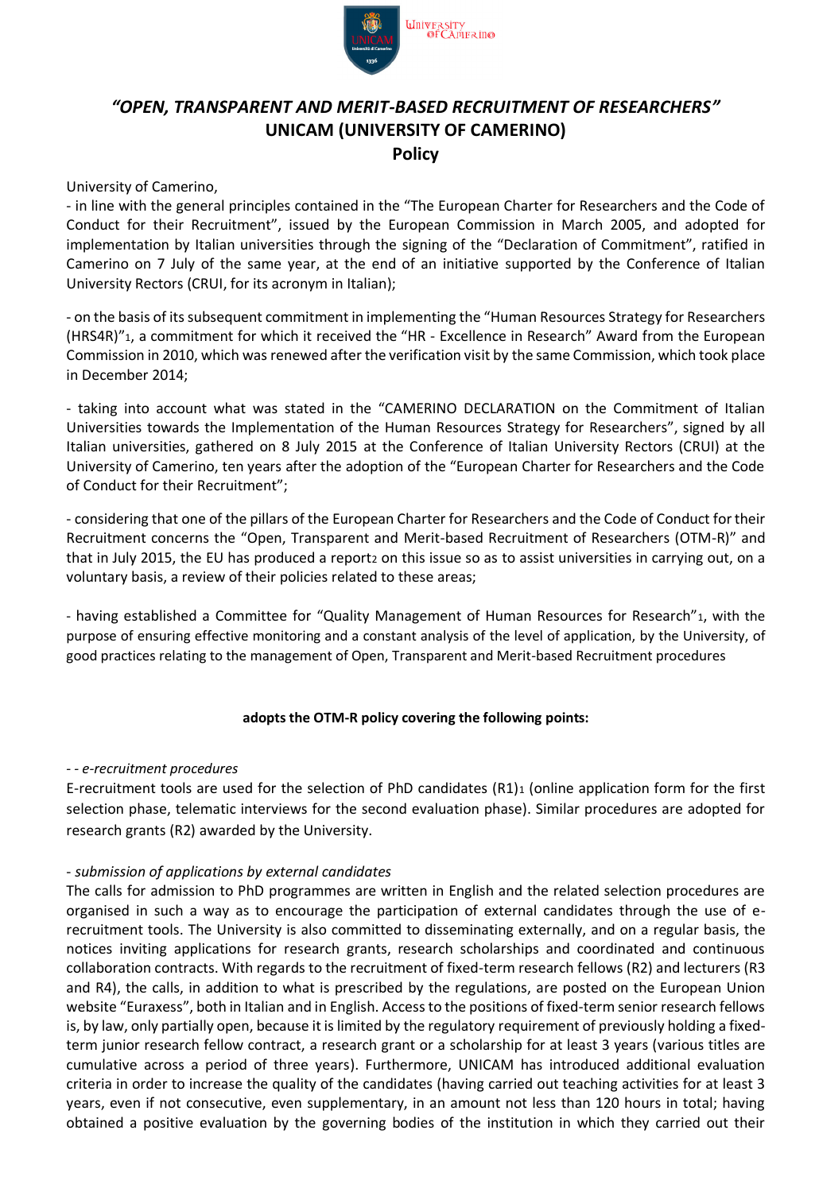# *"OPEN, TRANSPARENT AND MERIT-BASED RECRUITMENT OF RESEARCHERS"*
## UNICAM (UNIVERSITY OF CAMERINO)
## Policy

University of Camerino,

- in line with the general principles contained in the "The European Charter for Researchers and the Code of Conduct for their Recruitment", issued by the European Commission in March 2005, and adopted for implementation by Italian universities through the signing of the "Declaration of Commitment", ratified in Camerino on 7 July of the same year, at the end of an initiative supported by the Conference of Italian University Rectors (CRUI, for its acronym in Italian);

- on the basis of its subsequent commitment in implementing the "Human Resources Strategy for Researchers (HRS4R)"[1], a commitment for which it received the "HR - Excellence in Research" Award from the European Commission in 2010, which was renewed after the verification visit by the same Commission, which took place in December 2014;

- taking into account what was stated in the "CAMERINO DECLARATION on the Commitment of Italian Universities towards the Implementation of the Human Resources Strategy for Researchers", signed by all Italian universities, gathered on 8 July 2015 at the Conference of Italian University Rectors (CRUI) at the University of Camerino, ten years after the adoption of the "European Charter for Researchers and the Code of Conduct for their Recruitment";

- considering that one of the pillars of the European Charter for Researchers and the Code of Conduct for their Recruitment concerns the "Open, Transparent and Merit-based Recruitment of Researchers (OTM-R)" and that in July 2015, the EU has produced a report[2] on this issue so as to assist universities in carrying out, on a voluntary basis, a review of their policies related to these areas;

- having established a Committee for "Quality Management of Human Resources for Research"[1], with the purpose of ensuring effective monitoring and a constant analysis of the level of application, by the University, of good practices relating to the management of Open, Transparent and Merit-based Recruitment procedures

**adopts the OTM-R policy covering the following points:**

- - *e-recruitment procedures*

E-recruitment tools are used for the selection of PhD candidates (R1)[1] (online application form for the first selection phase, telematic interviews for the second evaluation phase). Similar procedures are adopted for research grants (R2) awarded by the University.

- *submission of applications by external candidates*

The calls for admission to PhD programmes are written in English and the related selection procedures are organised in such a way as to encourage the participation of external candidates through the use of e-recruitment tools. The University is also committed to disseminating externally, and on a regular basis, the notices inviting applications for research grants, research scholarships and coordinated and continuous collaboration contracts. With regards to the recruitment of fixed-term research fellows (R2) and lecturers (R3 and R4), the calls, in addition to what is prescribed by the regulations, are posted on the European Union website "Euraxess", both in Italian and in English. Access to the positions of fixed-term senior research fellows is, by law, only partially open, because it is limited by the regulatory requirement of previously holding a fixed-term junior research fellow contract, a research grant or a scholarship for at least 3 years (various titles are cumulative across a period of three years). Furthermore, UNICAM has introduced additional evaluation criteria in order to increase the quality of the candidates (having carried out teaching activities for at least 3 years, even if not consecutive, even supplementary, in an amount not less than 120 hours in total; having obtained a positive evaluation by the governing bodies of the institution in which they carried out their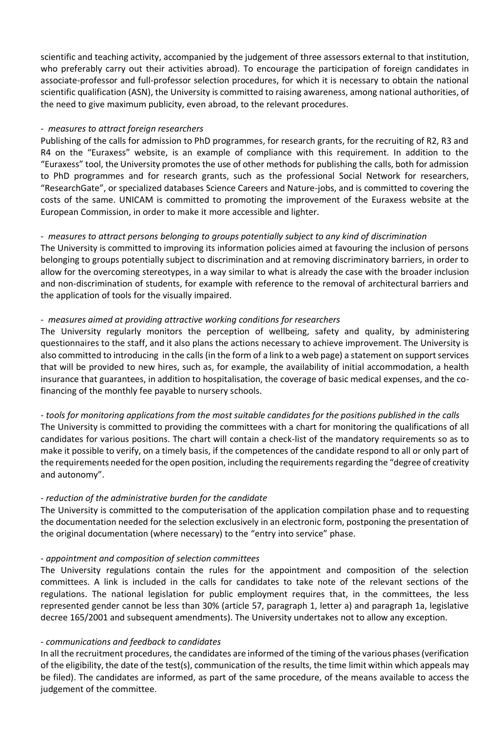scientific and teaching activity, accompanied by the judgement of three assessors external to that institution, who preferably carry out their activities abroad). To encourage the participation of foreign candidates in associate-professor and full-professor selection procedures, for which it is necessary to obtain the national scientific qualification (ASN), the University is committed to raising awareness, among national authorities, of the need to give maximum publicity, even abroad, to the relevant procedures.

- *measures to attract foreign researchers*

Publishing of the calls for admission to PhD programmes, for research grants, for the recruiting of R2, R3 and R4 on the "Euraxess" website, is an example of compliance with this requirement. In addition to the "Euraxess" tool, the University promotes the use of other methods for publishing the calls, both for admission to PhD programmes and for research grants, such as the professional Social Network for researchers, "ResearchGate", or specialized databases Science Careers and Nature-jobs, and is committed to covering the costs of the same. UNICAM is committed to promoting the improvement of the Euraxess website at the European Commission, in order to make it more accessible and lighter.

- *measures to attract persons belonging to groups potentially subject to any kind of discrimination*

The University is committed to improving its information policies aimed at favouring the inclusion of persons belonging to groups potentially subject to discrimination and at removing discriminatory barriers, in order to allow for the overcoming stereotypes, in a way similar to what is already the case with the broader inclusion and non-discrimination of students, for example with reference to the removal of architectural barriers and the application of tools for the visually impaired.

- *measures aimed at providing attractive working conditions for researchers*

The University regularly monitors the perception of wellbeing, safety and quality, by administering questionnaires to the staff, and it also plans the actions necessary to achieve improvement. The University is also committed to introducing in the calls (in the form of a link to a web page) a statement on support services that will be provided to new hires, such as, for example, the availability of initial accommodation, a health insurance that guarantees, in addition to hospitalisation, the coverage of basic medical expenses, and the co-financing of the monthly fee payable to nursery schools.

- *tools for monitoring applications from the most suitable candidates for the positions published in the calls*

The University is committed to providing the committees with a chart for monitoring the qualifications of all candidates for various positions. The chart will contain a check-list of the mandatory requirements so as to make it possible to verify, on a timely basis, if the competences of the candidate respond to all or only part of the requirements needed for the open position, including the requirements regarding the "degree of creativity and autonomy".

- *reduction of the administrative burden for the candidate*

The University is committed to the computerisation of the application compilation phase and to requesting the documentation needed for the selection exclusively in an electronic form, postponing the presentation of the original documentation (where necessary) to the "entry into service" phase.

- *appointment and composition of selection committees*

The University regulations contain the rules for the appointment and composition of the selection committees. A link is included in the calls for candidates to take note of the relevant sections of the regulations. The national legislation for public employment requires that, in the committees, the less represented gender cannot be less than 30% (article 57, paragraph 1, letter a) and paragraph 1a, legislative decree 165/2001 and subsequent amendments). The University undertakes not to allow any exception.

- *communications and feedback to candidates*

In all the recruitment procedures, the candidates are informed of the timing of the various phases (verification of the eligibility, the date of the test(s), communication of the results, the time limit within which appeals may be filed). The candidates are informed, as part of the same procedure, of the means available to access the judgement of the committee.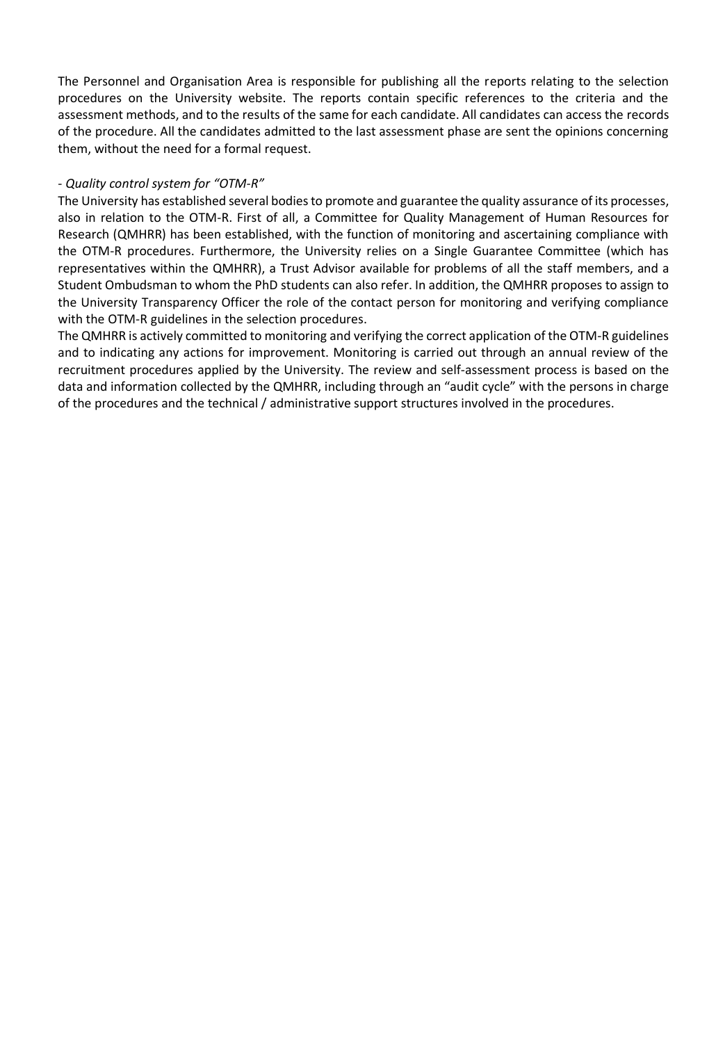The Personnel and Organisation Area is responsible for publishing all the reports relating to the selection procedures on the University website. The reports contain specific references to the criteria and the assessment methods, and to the results of the same for each candidate. All candidates can access the records of the procedure. All the candidates admitted to the last assessment phase are sent the opinions concerning them, without the need for a formal request.

- *Quality control system for "OTM-R"*

The University has established several bodies to promote and guarantee the quality assurance of its processes, also in relation to the OTM-R. First of all, a Committee for Quality Management of Human Resources for Research (QMHRR) has been established, with the function of monitoring and ascertaining compliance with the OTM-R procedures. Furthermore, the University relies on a Single Guarantee Committee (which has representatives within the QMHRR), a Trust Advisor available for problems of all the staff members, and a Student Ombudsman to whom the PhD students can also refer. In addition, the QMHRR proposes to assign to the University Transparency Officer the role of the contact person for monitoring and verifying compliance with the OTM-R guidelines in the selection procedures.

The QMHRR is actively committed to monitoring and verifying the correct application of the OTM-R guidelines and to indicating any actions for improvement. Monitoring is carried out through an annual review of the recruitment procedures applied by the University. The review and self-assessment process is based on the data and information collected by the QMHRR, including through an "audit cycle" with the persons in charge of the procedures and the technical / administrative support structures involved in the procedures.